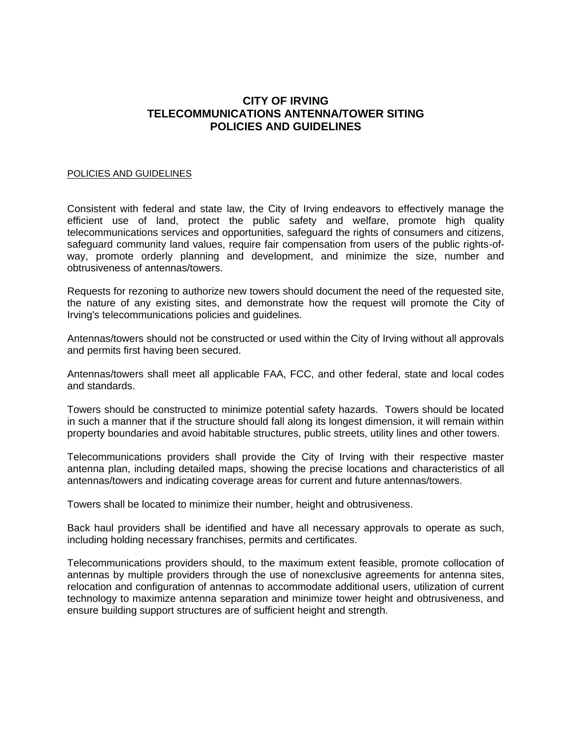# CITY OF IRVING
# TELECOMMUNICATIONS ANTENNA/TOWER SITING
# POLICIES AND GUIDELINES

<u>POLICIES AND GUIDELINES</u>

Consistent with federal and state law, the City of Irving endeavors to effectively manage the efficient use of land, protect the public safety and welfare, promote high quality telecommunications services and opportunities, safeguard the rights of consumers and citizens, safeguard community land values, require fair compensation from users of the public rights-of-way, promote orderly planning and development, and minimize the size, number and obtrusiveness of antennas/towers.

Requests for rezoning to authorize new towers should document the need of the requested site, the nature of any existing sites, and demonstrate how the request will promote the City of Irving's telecommunications policies and guidelines.

Antennas/towers should not be constructed or used within the City of Irving without all approvals and permits first having been secured.

Antennas/towers shall meet all applicable FAA, FCC, and other federal, state and local codes and standards.

Towers should be constructed to minimize potential safety hazards. Towers should be located in such a manner that if the structure should fall along its longest dimension, it will remain within property boundaries and avoid habitable structures, public streets, utility lines and other towers.

Telecommunications providers shall provide the City of Irving with their respective master antenna plan, including detailed maps, showing the precise locations and characteristics of all antennas/towers and indicating coverage areas for current and future antennas/towers.

Towers shall be located to minimize their number, height and obtrusiveness.

Back haul providers shall be identified and have all necessary approvals to operate as such, including holding necessary franchises, permits and certificates.

Telecommunications providers should, to the maximum extent feasible, promote collocation of antennas by multiple providers through the use of nonexclusive agreements for antenna sites, relocation and configuration of antennas to accommodate additional users, utilization of current technology to maximize antenna separation and minimize tower height and obtrusiveness, and ensure building support structures are of sufficient height and strength.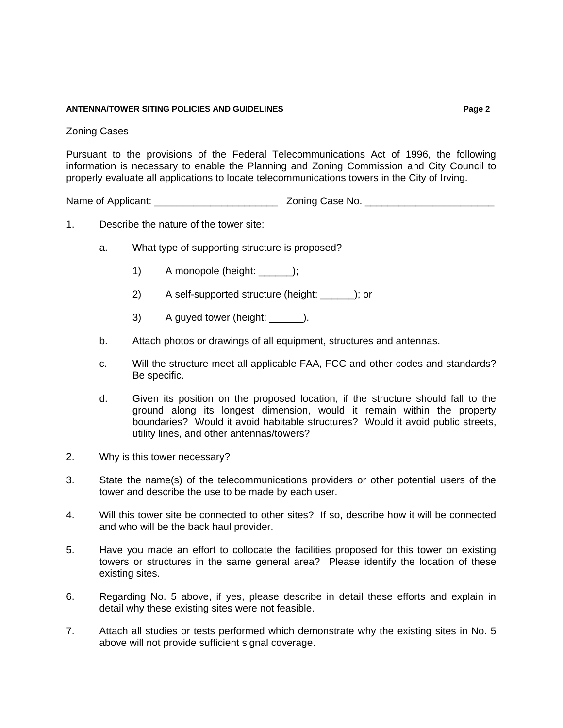## Zoning Cases

Pursuant to the provisions of the Federal Telecommunications Act of 1996, the following information is necessary to enable the Planning and Zoning Commission and City Council to properly evaluate all applications to locate telecommunications towers in the City of Irving.

Name of Applicant: ______________________ Zoning Case No. _______________________

1. Describe the nature of the tower site:

   a. What type of supporting structure is proposed?

      1) A monopole (height: ______);

      2) A self-supported structure (height: ______); or

      3) A guyed tower (height: ______).

   b. Attach photos or drawings of all equipment, structures and antennas.

   c. Will the structure meet all applicable FAA, FCC and other codes and standards? Be specific.

   d. Given its position on the proposed location, if the structure should fall to the ground along its longest dimension, would it remain within the property boundaries? Would it avoid habitable structures? Would it avoid public streets, utility lines, and other antennas/towers?

2. Why is this tower necessary?

3. State the name(s) of the telecommunications providers or other potential users of the tower and describe the use to be made by each user.

4. Will this tower site be connected to other sites? If so, describe how it will be connected and who will be the back haul provider.

5. Have you made an effort to collocate the facilities proposed for this tower on existing towers or structures in the same general area? Please identify the location of these existing sites.

6. Regarding No. 5 above, if yes, please describe in detail these efforts and explain in detail why these existing sites were not feasible.

7. Attach all studies or tests performed which demonstrate why the existing sites in No. 5 above will not provide sufficient signal coverage.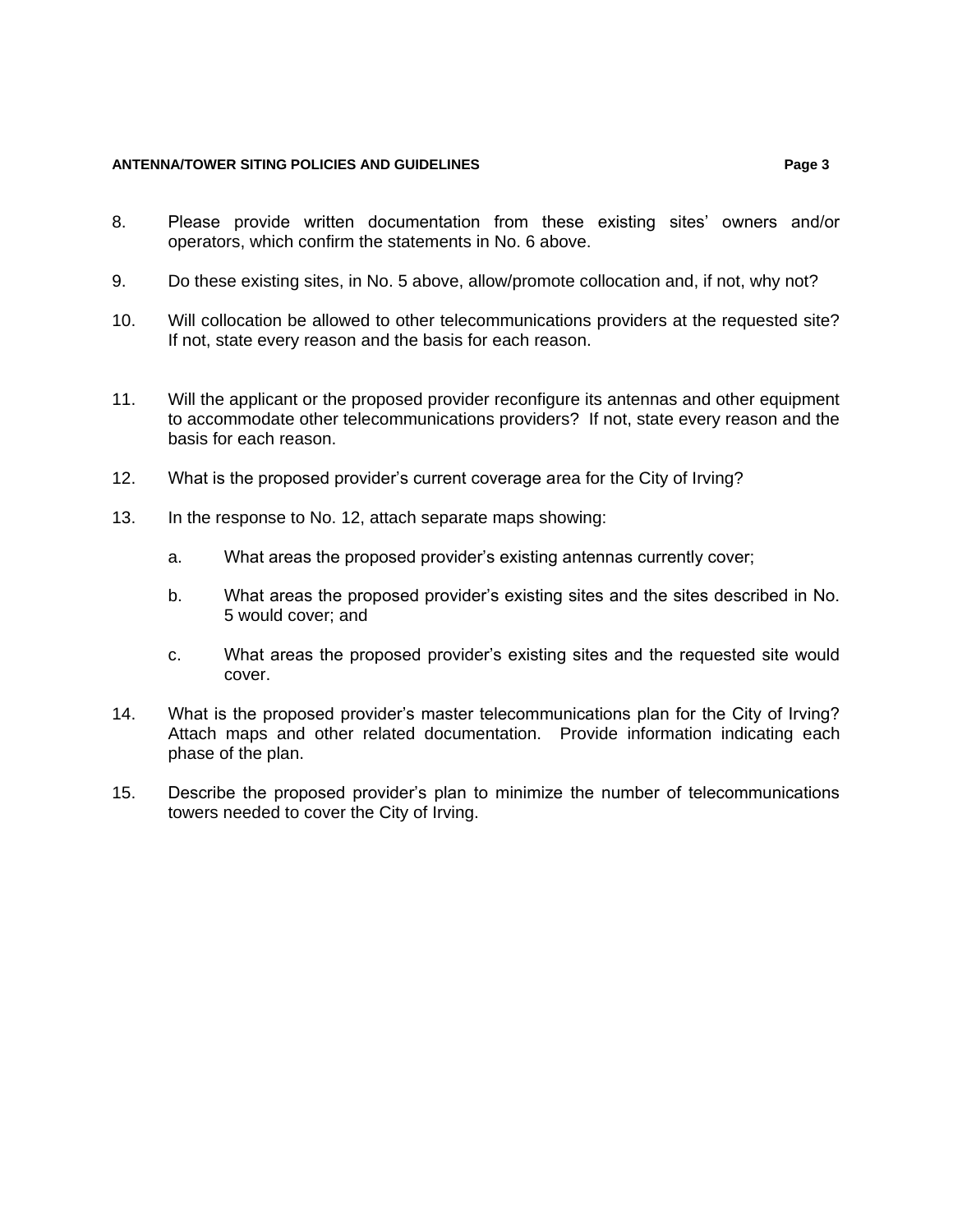8. Please provide written documentation from these existing sites' owners and/or operators, which confirm the statements in No. 6 above.

9. Do these existing sites, in No. 5 above, allow/promote collocation and, if not, why not?

10. Will collocation be allowed to other telecommunications providers at the requested site? If not, state every reason and the basis for each reason.

11. Will the applicant or the proposed provider reconfigure its antennas and other equipment to accommodate other telecommunications providers? If not, state every reason and the basis for each reason.

12. What is the proposed provider's current coverage area for the City of Irving?

13. In the response to No. 12, attach separate maps showing:

    a. What areas the proposed provider's existing antennas currently cover;

    b. What areas the proposed provider's existing sites and the sites described in No. 5 would cover; and

    c. What areas the proposed provider's existing sites and the requested site would cover.

14. What is the proposed provider's master telecommunications plan for the City of Irving? Attach maps and other related documentation. Provide information indicating each phase of the plan.

15. Describe the proposed provider's plan to minimize the number of telecommunications towers needed to cover the City of Irving.